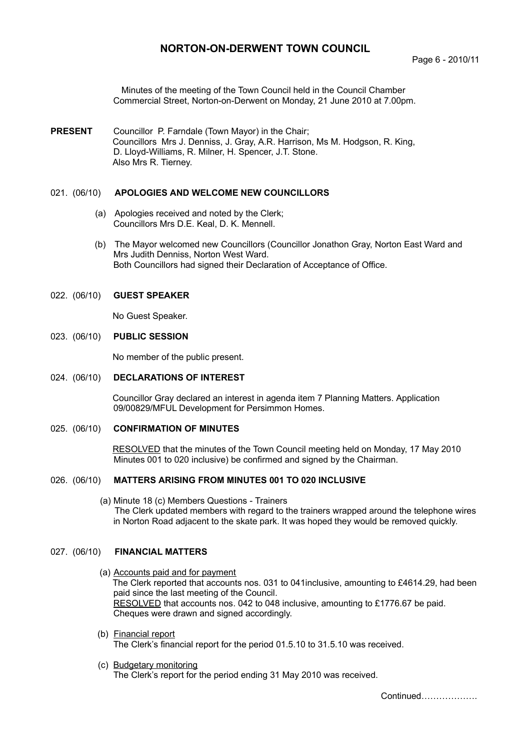# NORTON-ON-DERWENT TOWN COUNCIL

Page 6 - 2010/11

Minutes of the meeting of the Town Council held in the Council Chamber Commercial Street, Norton-on-Derwent on Monday, 21 June 2010 at 7.00pm.

**PRESENT** Councillor P. Farndale (Town Mayor) in the Chair;
Councillors Mrs J. Denniss, J. Gray, A.R. Harrison, Ms M. Hodgson, R. King, D. Lloyd-Williams, R. Milner, H. Spencer, J.T. Stone.
Also Mrs R. Tierney.

## 021. (06/10) APOLOGIES AND WELCOME NEW COUNCILLORS

(a) Apologies received and noted by the Clerk;
Councillors Mrs D.E. Keal, D. K. Mennell.

(b) The Mayor welcomed new Councillors (Councillor Jonathon Gray, Norton East Ward and Mrs Judith Denniss, Norton West Ward.
Both Councillors had signed their Declaration of Acceptance of Office.

## 022. (06/10) GUEST SPEAKER

No Guest Speaker.

## 023. (06/10) PUBLIC SESSION

No member of the public present.

## 024. (06/10) DECLARATIONS OF INTEREST

Councillor Gray declared an interest in agenda item 7 Planning Matters. Application 09/00829/MFUL Development for Persimmon Homes.

## 025. (06/10) CONFIRMATION OF MINUTES

RESOLVED that the minutes of the Town Council meeting held on Monday, 17 May 2010 Minutes 001 to 020 inclusive) be confirmed and signed by the Chairman.

## 026. (06/10) MATTERS ARISING FROM MINUTES 001 TO 020 INCLUSIVE

(a) Minute 18 (c) Members Questions - Trainers
The Clerk updated members with regard to the trainers wrapped around the telephone wires in Norton Road adjacent to the skate park. It was hoped they would be removed quickly.

## 027. (06/10) FINANCIAL MATTERS

(a) Accounts paid and for payment
The Clerk reported that accounts nos. 031 to 041inclusive, amounting to £4614.29, had been paid since the last meeting of the Council.
RESOLVED that accounts nos. 042 to 048 inclusive, amounting to £1776.67 be paid.
Cheques were drawn and signed accordingly.

(b) Financial report
The Clerk's financial report for the period 01.5.10 to 31.5.10 was received.

(c) Budgetary monitoring
The Clerk's report for the period ending 31 May 2010 was received.

Continued……………….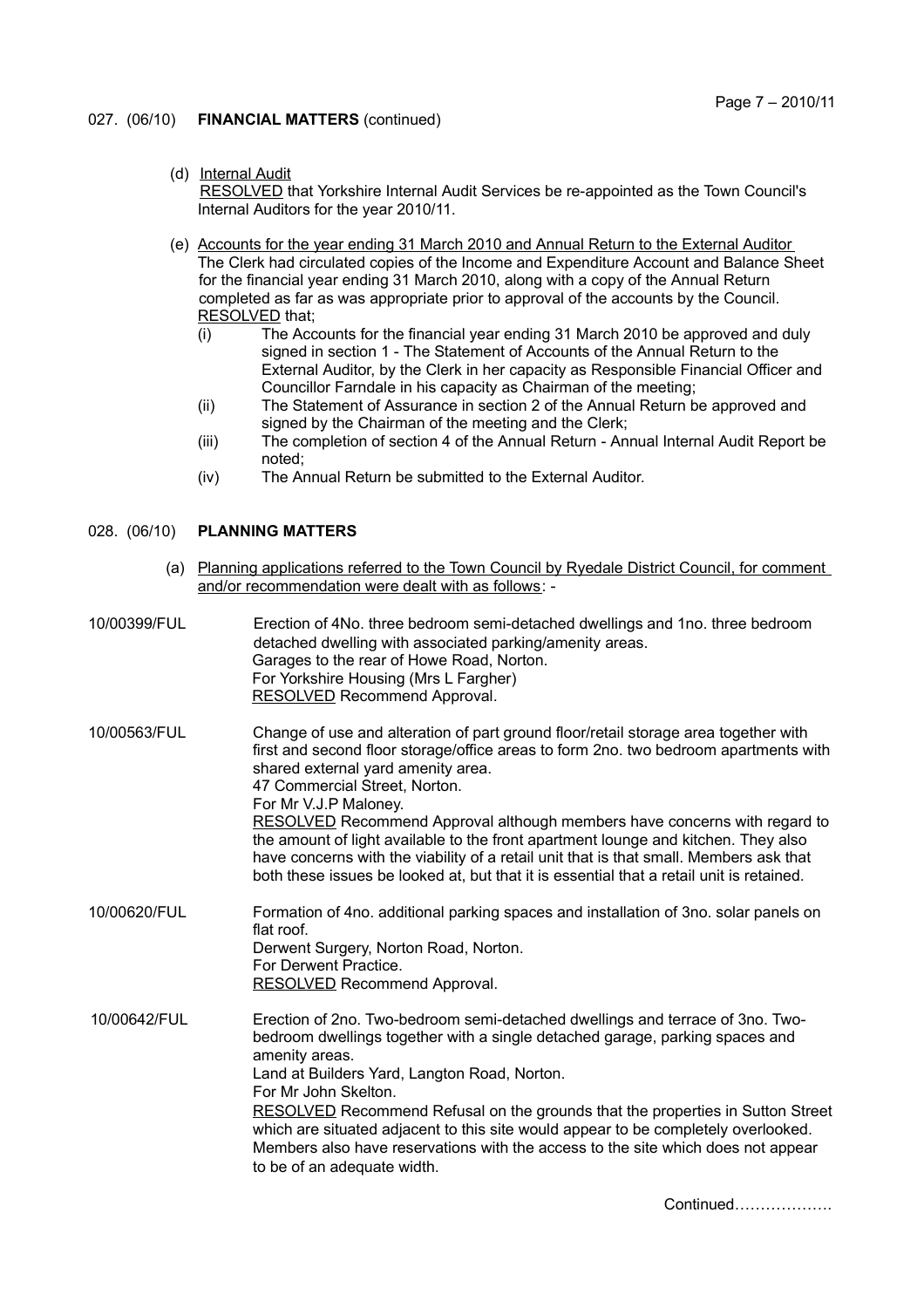027. (06/10) **FINANCIAL MATTERS** (continued)

(d) Internal Audit

RESOLVED that Yorkshire Internal Audit Services be re-appointed as the Town Council's Internal Auditors for the year 2010/11.

(e) Accounts for the year ending 31 March 2010 and Annual Return to the External Auditor

The Clerk had circulated copies of the Income and Expenditure Account and Balance Sheet for the financial year ending 31 March 2010, along with a copy of the Annual Return completed as far as was appropriate prior to approval of the accounts by the Council.

RESOLVED that;

(i) The Accounts for the financial year ending 31 March 2010 be approved and duly signed in section 1 - The Statement of Accounts of the Annual Return to the External Auditor, by the Clerk in her capacity as Responsible Financial Officer and Councillor Farndale in his capacity as Chairman of the meeting;

(ii) The Statement of Assurance in section 2 of the Annual Return be approved and signed by the Chairman of the meeting and the Clerk;

(iii) The completion of section 4 of the Annual Return - Annual Internal Audit Report be noted;

(iv) The Annual Return be submitted to the External Auditor.

028. (06/10) **PLANNING MATTERS**

(a) Planning applications referred to the Town Council by Ryedale District Council, for comment and/or recommendation were dealt with as follows: -

10/00399/FUL

Erection of 4No. three bedroom semi-detached dwellings and 1no. three bedroom detached dwelling with associated parking/amenity areas.
Garages to the rear of Howe Road, Norton.
For Yorkshire Housing (Mrs L Fargher)
RESOLVED Recommend Approval.

10/00563/FUL

Change of use and alteration of part ground floor/retail storage area together with first and second floor storage/office areas to form 2no. two bedroom apartments with shared external yard amenity area.
47 Commercial Street, Norton.
For Mr V.J.P Maloney.
RESOLVED Recommend Approval although members have concerns with regard to the amount of light available to the front apartment lounge and kitchen. They also have concerns with the viability of a retail unit that is that small. Members ask that both these issues be looked at, but that it is essential that a retail unit is retained.

10/00620/FUL

Formation of 4no. additional parking spaces and installation of 3no. solar panels on flat roof.
Derwent Surgery, Norton Road, Norton.
For Derwent Practice.
RESOLVED Recommend Approval.

10/00642/FUL

Erection of 2no. Two-bedroom semi-detached dwellings and terrace of 3no. Two-bedroom dwellings together with a single detached garage, parking spaces and amenity areas.
Land at Builders Yard, Langton Road, Norton.
For Mr John Skelton.
RESOLVED Recommend Refusal on the grounds that the properties in Sutton Street which are situated adjacent to this site would appear to be completely overlooked. Members also have reservations with the access to the site which does not appear to be of an adequate width.

Continued……………….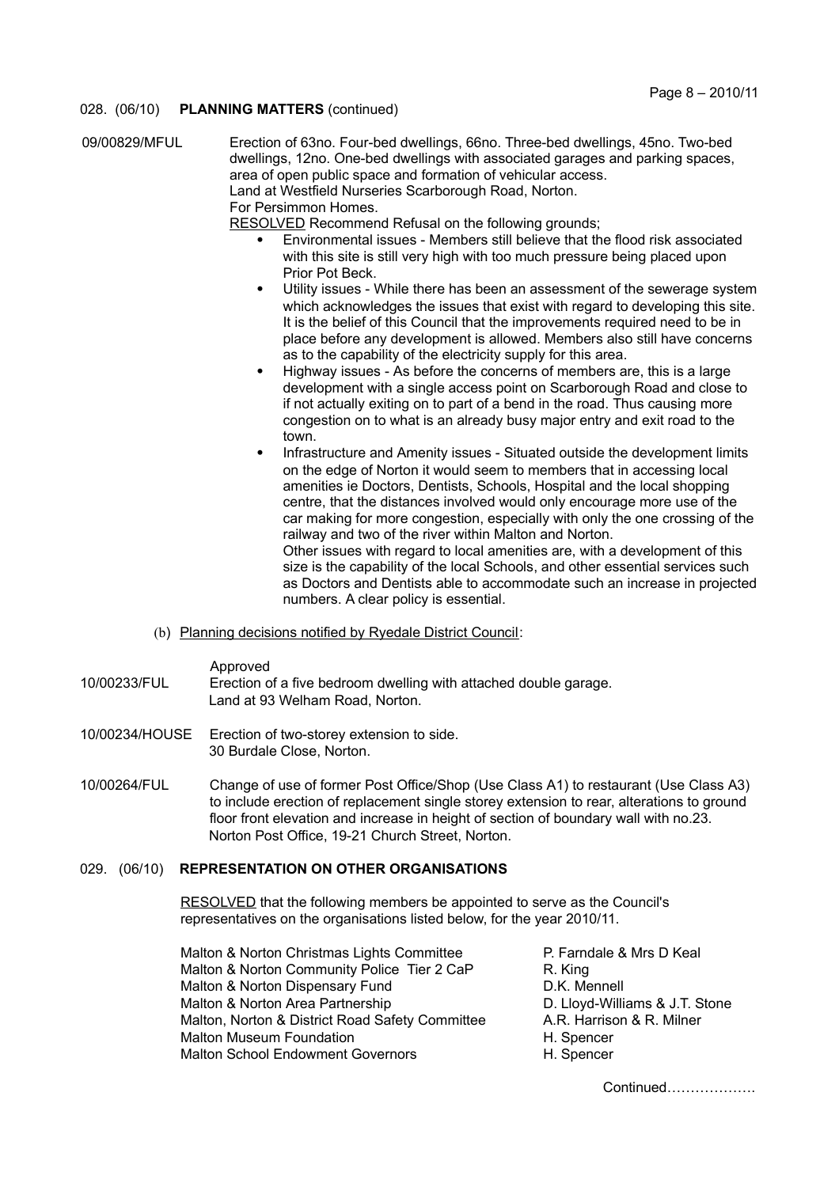## 028. (06/10) **PLANNING MATTERS** (continued)

**09/00829/MFUL** Erection of 63no. Four-bed dwellings, 66no. Three-bed dwellings, 45no. Two-bed dwellings, 12no. One-bed dwellings with associated garages and parking spaces, area of open public space and formation of vehicular access.
Land at Westfield Nurseries Scarborough Road, Norton.
For Persimmon Homes.

RESOLVED Recommend Refusal on the following grounds;

- Environmental issues - Members still believe that the flood risk associated with this site is still very high with too much pressure being placed upon Prior Pot Beck.
- Utility issues - While there has been an assessment of the sewerage system which acknowledges the issues that exist with regard to developing this site. It is the belief of this Council that the improvements required need to be in place before any development is allowed. Members also still have concerns as to the capability of the electricity supply for this area.
- Highway issues - As before the concerns of members are, this is a large development with a single access point on Scarborough Road and close to if not actually exiting on to part of a bend in the road. Thus causing more congestion on to what is an already busy major entry and exit road to the town.
- Infrastructure and Amenity issues - Situated outside the development limits on the edge of Norton it would seem to members that in accessing local amenities ie Doctors, Dentists, Schools, Hospital and the local shopping centre, that the distances involved would only encourage more use of the car making for more congestion, especially with only the one crossing of the railway and two of the river within Malton and Norton.
  Other issues with regard to local amenities are, with a development of this size is the capability of the local Schools, and other essential services such as Doctors and Dentists able to accommodate such an increase in projected numbers. A clear policy is essential.

(b) Planning decisions notified by Ryedale District Council:

Approved

**10/00233/FUL** Erection of a five bedroom dwelling with attached double garage.
Land at 93 Welham Road, Norton.

**10/00234/HOUSE** Erection of two-storey extension to side.
30 Burdale Close, Norton.

**10/00264/FUL** Change of use of former Post Office/Shop (Use Class A1) to restaurant (Use Class A3) to include erection of replacement single storey extension to rear, alterations to ground floor front elevation and increase in height of section of boundary wall with no.23.
Norton Post Office, 19-21 Church Street, Norton.

## 029. (06/10) **REPRESENTATION ON OTHER ORGANISATIONS**

RESOLVED that the following members be appointed to serve as the Council's representatives on the organisations listed below, for the year 2010/11.

| Organisation | Representative(s) |
|---|---|
| Malton & Norton Christmas Lights Committee | P. Farndale & Mrs D Keal |
| Malton & Norton Community Police Tier 2 CaP | R. King |
| Malton & Norton Dispensary Fund | D.K. Mennell |
| Malton & Norton Area Partnership | D. Lloyd-Williams & J.T. Stone |
| Malton, Norton & District Road Safety Committee | A.R. Harrison & R. Milner |
| Malton Museum Foundation | H. Spencer |
| Malton School Endowment Governors | H. Spencer |

Continued……………….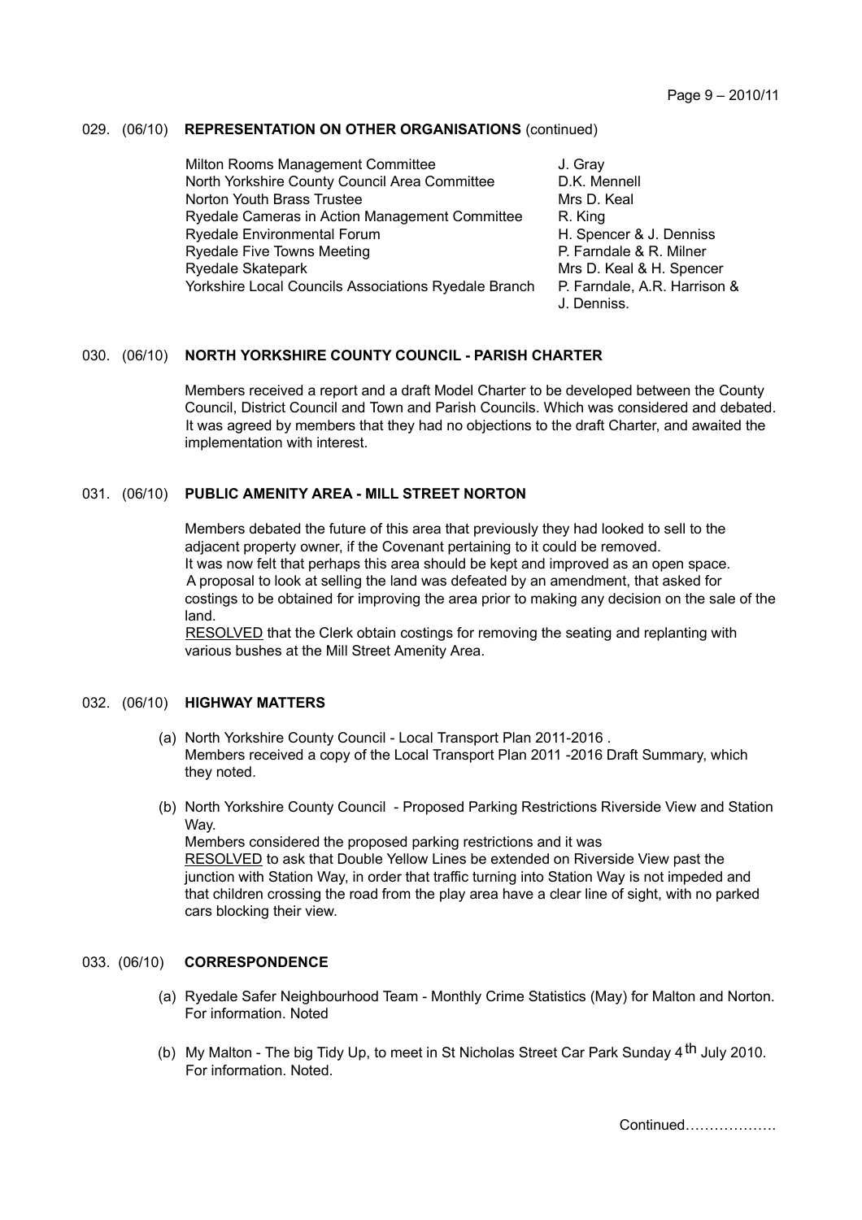029. (06/10) **REPRESENTATION ON OTHER ORGANISATIONS** (continued)

| | |
|---|---|
| Milton Rooms Management Committee | J. Gray |
| North Yorkshire County Council Area Committee | D.K. Mennell |
| Norton Youth Brass Trustee | Mrs D. Keal |
| Ryedale Cameras in Action Management Committee | R. King |
| Ryedale Environmental Forum | H. Spencer & J. Denniss |
| Ryedale Five Towns Meeting | P. Farndale & R. Milner |
| Ryedale Skatepark | Mrs D. Keal & H. Spencer |
| Yorkshire Local Councils Associations Ryedale Branch | P. Farndale, A.R. Harrison & J. Denniss. |

030. (06/10) **NORTH YORKSHIRE COUNTY COUNCIL - PARISH CHARTER**

Members received a report and a draft Model Charter to be developed between the County Council, District Council and Town and Parish Councils. Which was considered and debated. It was agreed by members that they had no objections to the draft Charter, and awaited the implementation with interest.

031. (06/10) **PUBLIC AMENITY AREA - MILL STREET NORTON**

Members debated the future of this area that previously they had looked to sell to the adjacent property owner, if the Covenant pertaining to it could be removed. It was now felt that perhaps this area should be kept and improved as an open space. A proposal to look at selling the land was defeated by an amendment, that asked for costings to be obtained for improving the area prior to making any decision on the sale of the land.

RESOLVED that the Clerk obtain costings for removing the seating and replanting with various bushes at the Mill Street Amenity Area.

032. (06/10) **HIGHWAY MATTERS**

(a) North Yorkshire County Council - Local Transport Plan 2011-2016 .
Members received a copy of the Local Transport Plan 2011 -2016 Draft Summary, which they noted.

(b) North Yorkshire County Council - Proposed Parking Restrictions Riverside View and Station Way.
Members considered the proposed parking restrictions and it was
RESOLVED to ask that Double Yellow Lines be extended on Riverside View past the junction with Station Way, in order that traffic turning into Station Way is not impeded and that children crossing the road from the play area have a clear line of sight, with no parked cars blocking their view.

033. (06/10) **CORRESPONDENCE**

(a) Ryedale Safer Neighbourhood Team - Monthly Crime Statistics (May) for Malton and Norton. For information. Noted

(b) My Malton - The big Tidy Up, to meet in St Nicholas Street Car Park Sunday 4th July 2010. For information. Noted.

Continued……………….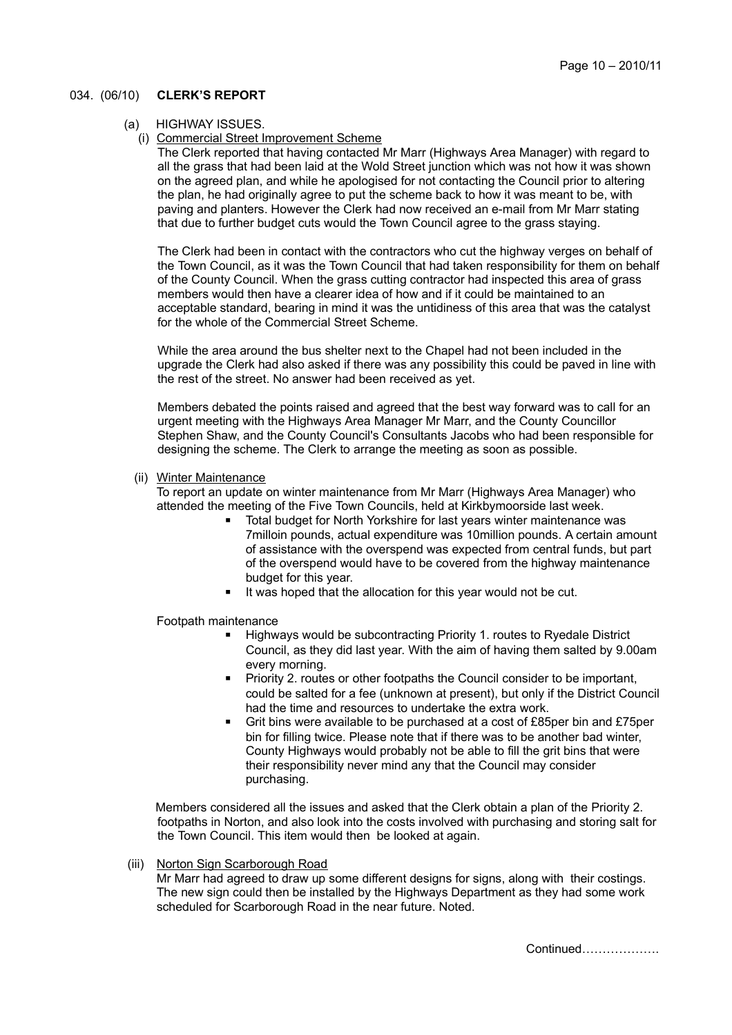034. (06/10) **CLERK'S REPORT**

(a) HIGHWAY ISSUES.

(i) Commercial Street Improvement Scheme

The Clerk reported that having contacted Mr Marr (Highways Area Manager) with regard to all the grass that had been laid at the Wold Street junction which was not how it was shown on the agreed plan, and while he apologised for not contacting the Council prior to altering the plan, he had originally agree to put the scheme back to how it was meant to be, with paving and planters. However the Clerk had now received an e-mail from Mr Marr stating that due to further budget cuts would the Town Council agree to the grass staying.

The Clerk had been in contact with the contractors who cut the highway verges on behalf of the Town Council, as it was the Town Council that had taken responsibility for them on behalf of the County Council. When the grass cutting contractor had inspected this area of grass members would then have a clearer idea of how and if it could be maintained to an acceptable standard, bearing in mind it was the untidiness of this area that was the catalyst for the whole of the Commercial Street Scheme.

While the area around the bus shelter next to the Chapel had not been included in the upgrade the Clerk had also asked if there was any possibility this could be paved in line with the rest of the street. No answer had been received as yet.

Members debated the points raised and agreed that the best way forward was to call for an urgent meeting with the Highways Area Manager Mr Marr, and the County Councillor Stephen Shaw, and the County Council's Consultants Jacobs who had been responsible for designing the scheme. The Clerk to arrange the meeting as soon as possible.

(ii) Winter Maintenance

To report an update on winter maintenance from Mr Marr (Highways Area Manager) who attended the meeting of the Five Town Councils, held at Kirkbymoorside last week.

- Total budget for North Yorkshire for last years winter maintenance was 7milloin pounds, actual expenditure was 10million pounds. A certain amount of assistance with the overspend was expected from central funds, but part of the overspend would have to be covered from the highway maintenance budget for this year.
- It was hoped that the allocation for this year would not be cut.

Footpath maintenance

- Highways would be subcontracting Priority 1. routes to Ryedale District Council, as they did last year. With the aim of having them salted by 9.00am every morning.
- Priority 2. routes or other footpaths the Council consider to be important, could be salted for a fee (unknown at present), but only if the District Council had the time and resources to undertake the extra work.
- Grit bins were available to be purchased at a cost of £85per bin and £75per bin for filling twice. Please note that if there was to be another bad winter, County Highways would probably not be able to fill the grit bins that were their responsibility never mind any that the Council may consider purchasing.

Members considered all the issues and asked that the Clerk obtain a plan of the Priority 2. footpaths in Norton, and also look into the costs involved with purchasing and storing salt for the Town Council. This item would then be looked at again.

(iii) Norton Sign Scarborough Road

Mr Marr had agreed to draw up some different designs for signs, along with their costings. The new sign could then be installed by the Highways Department as they had some work scheduled for Scarborough Road in the near future. Noted.

Continued……………….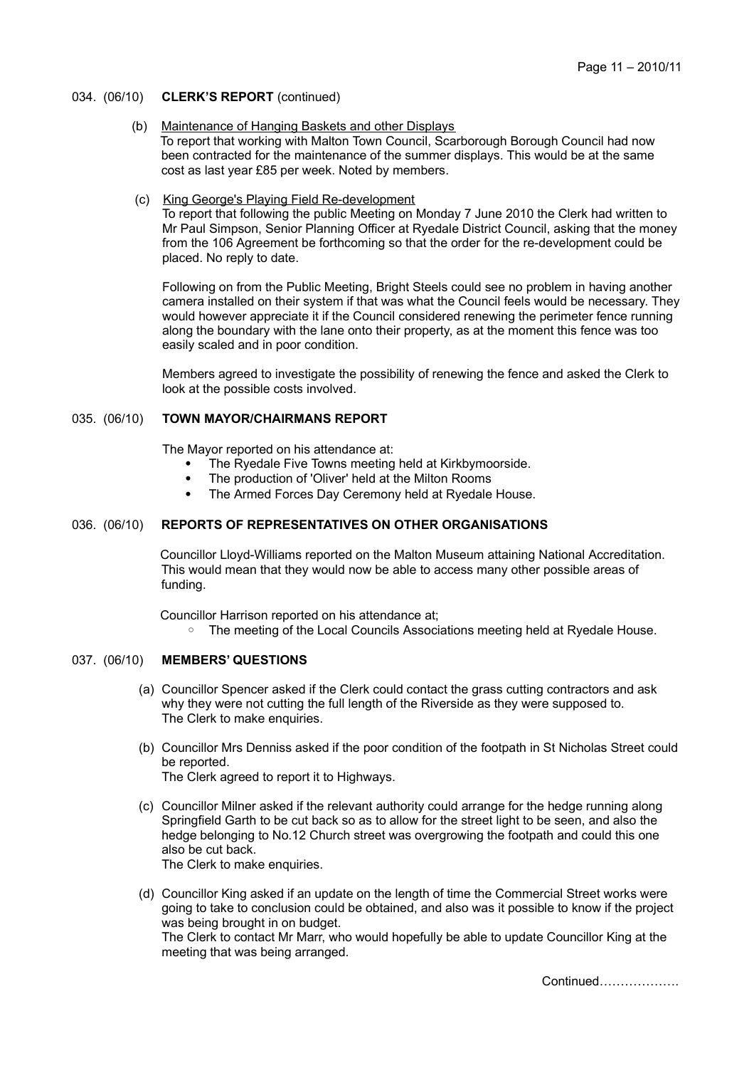034. (06/10) **CLERK'S REPORT** (continued)

(b) Maintenance of Hanging Baskets and other Displays
To report that working with Malton Town Council, Scarborough Borough Council had now been contracted for the maintenance of the summer displays. This would be at the same cost as last year £85 per week. Noted by members.

(c) King George's Playing Field Re-development
To report that following the public Meeting on Monday 7 June 2010 the Clerk had written to Mr Paul Simpson, Senior Planning Officer at Ryedale District Council, asking that the money from the 106 Agreement be forthcoming so that the order for the re-development could be placed. No reply to date.

Following on from the Public Meeting, Bright Steels could see no problem in having another camera installed on their system if that was what the Council feels would be necessary. They would however appreciate it if the Council considered renewing the perimeter fence running along the boundary with the lane onto their property, as at the moment this fence was too easily scaled and in poor condition.

Members agreed to investigate the possibility of renewing the fence and asked the Clerk to look at the possible costs involved.

035. (06/10) **TOWN MAYOR/CHAIRMANS REPORT**

The Mayor reported on his attendance at:

- The Ryedale Five Towns meeting held at Kirkbymoorside.
- The production of 'Oliver' held at the Milton Rooms
- The Armed Forces Day Ceremony held at Ryedale House.

036. (06/10) **REPORTS OF REPRESENTATIVES ON OTHER ORGANISATIONS**

Councillor Lloyd-Williams reported on the Malton Museum attaining National Accreditation. This would mean that they would now be able to access many other possible areas of funding.

Councillor Harrison reported on his attendance at;

- The meeting of the Local Councils Associations meeting held at Ryedale House.

037. (06/10) **MEMBERS' QUESTIONS**

(a) Councillor Spencer asked if the Clerk could contact the grass cutting contractors and ask why they were not cutting the full length of the Riverside as they were supposed to.
The Clerk to make enquiries.

(b) Councillor Mrs Denniss asked if the poor condition of the footpath in St Nicholas Street could be reported.
The Clerk agreed to report it to Highways.

(c) Councillor Milner asked if the relevant authority could arrange for the hedge running along Springfield Garth to be cut back so as to allow for the street light to be seen, and also the hedge belonging to No.12 Church street was overgrowing the footpath and could this one also be cut back.
The Clerk to make enquiries.

(d) Councillor King asked if an update on the length of time the Commercial Street works were going to take to conclusion could be obtained, and also was it possible to know if the project was being brought in on budget.
The Clerk to contact Mr Marr, who would hopefully be able to update Councillor King at the meeting that was being arranged.

Continued……………….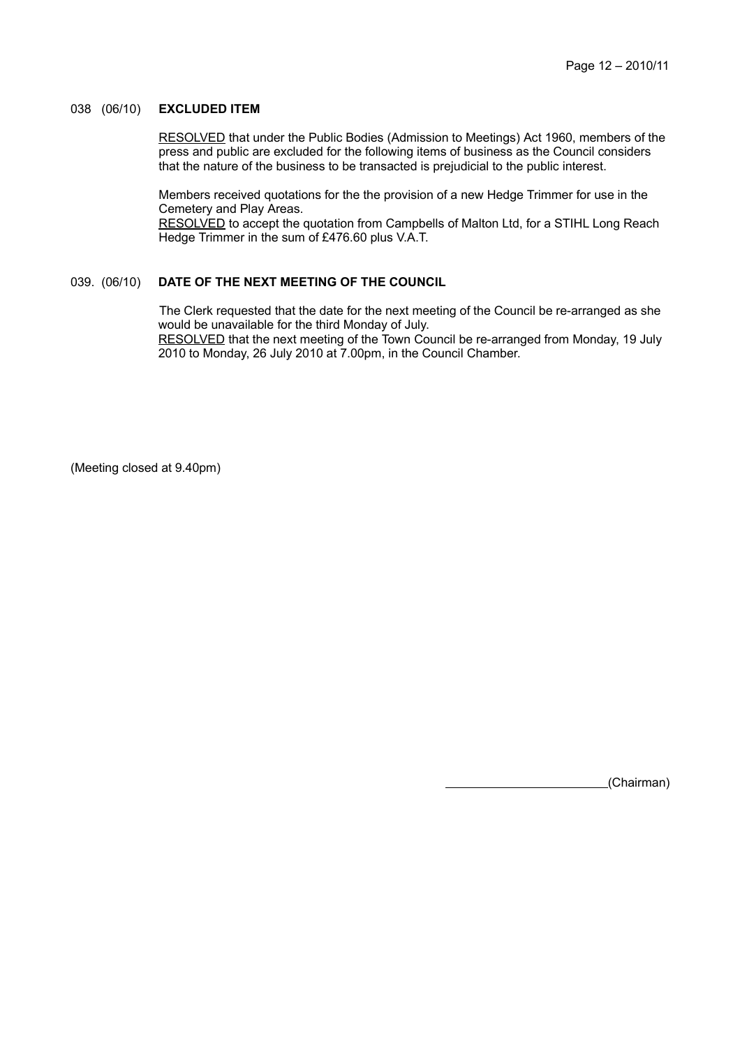038 (06/10) **EXCLUDED ITEM**

RESOLVED that under the Public Bodies (Admission to Meetings) Act 1960, members of the press and public are excluded for the following items of business as the Council considers that the nature of the business to be transacted is prejudicial to the public interest.

Members received quotations for the the provision of a new Hedge Trimmer for use in the Cemetery and Play Areas.
RESOLVED to accept the quotation from Campbells of Malton Ltd, for a STIHL Long Reach Hedge Trimmer in the sum of £476.60 plus V.A.T.

039. (06/10) **DATE OF THE NEXT MEETING OF THE COUNCIL**

The Clerk requested that the date for the next meeting of the Council be re-arranged as she would be unavailable for the third Monday of July.
RESOLVED that the next meeting of the Town Council be re-arranged from Monday, 19 July 2010 to Monday, 26 July 2010 at 7.00pm, in the Council Chamber.

(Meeting closed at 9.40pm)

\_\_\_\_\_\_\_\_\_\_\_\_\_\_\_\_\_\_\_\_\_\_\_\_(Chairman)